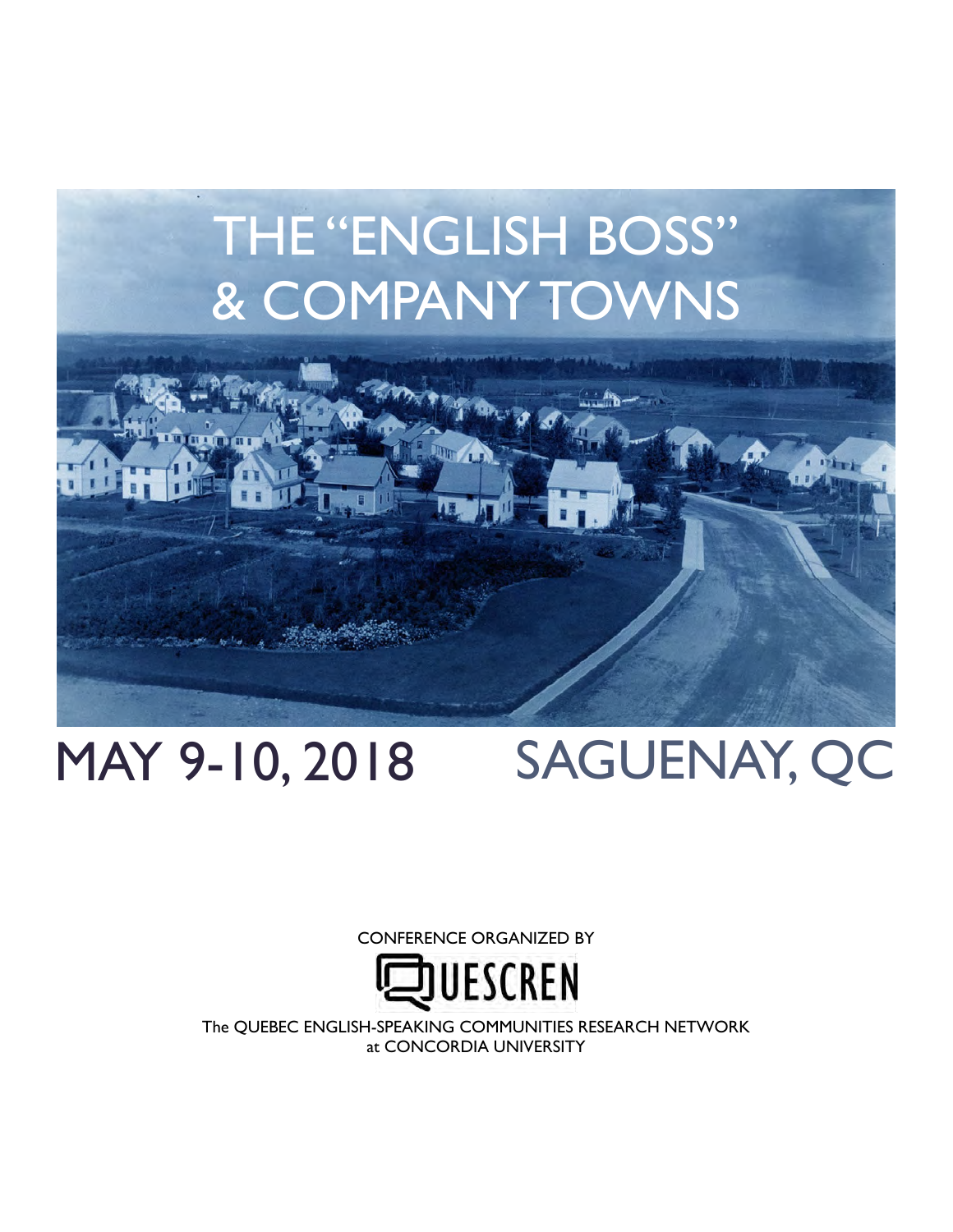# THE "ENGLISH BOSS" & COMPANY TOWNS

## MAY 9-10, 2018 SAGUENAY, QC

CONFERENCE ORGANIZED BY

QUESCREN

The QUEBEC ENGLISH-SPEAKING COMMUNITIES RESEARCH NETWORK at CONCORDIA UNIVERSITY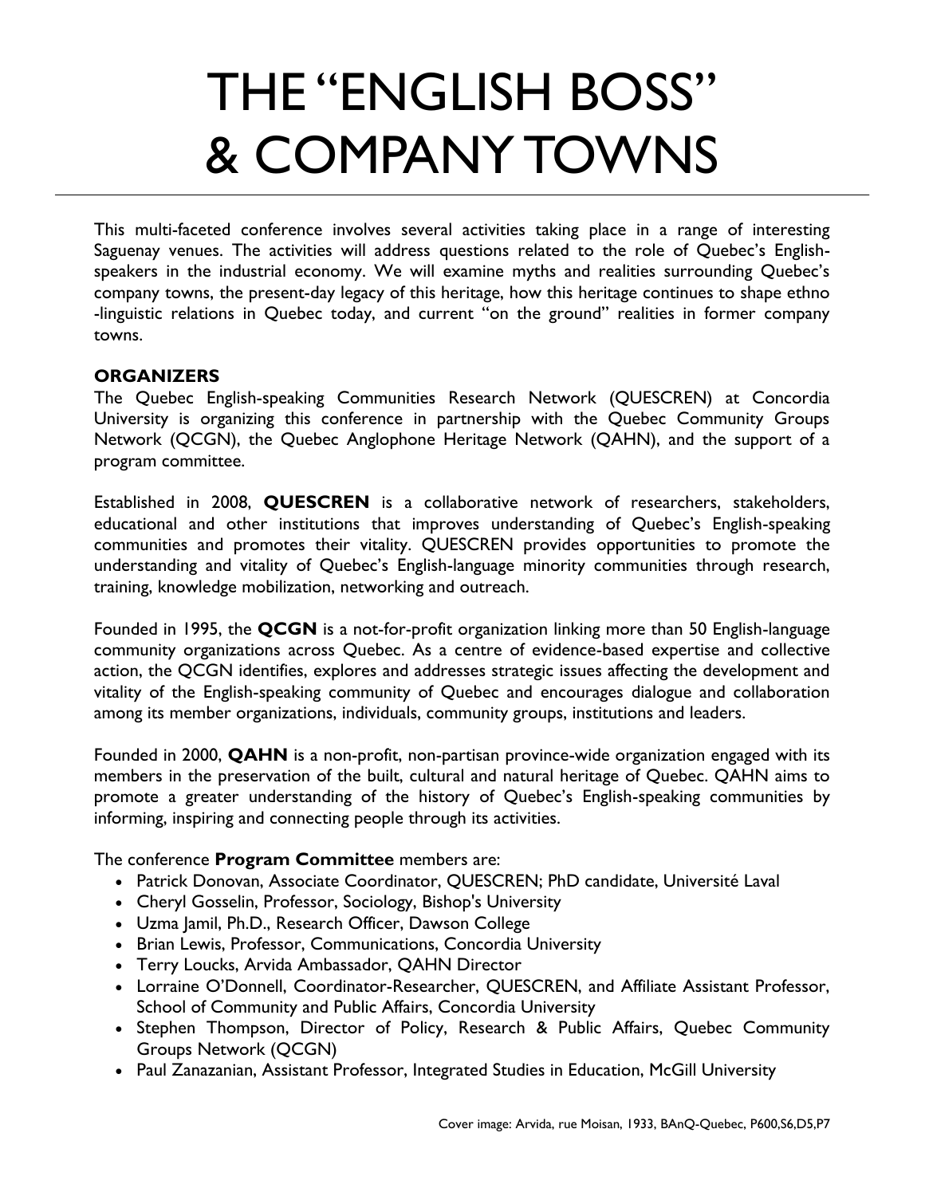# THE "ENGLISH BOSS" & COMPANY TOWNS

This multi-faceted conference involves several activities taking place in a range of interesting Saguenay venues. The activities will address questions related to the role of Quebec's English-speakers in the industrial economy. We will examine myths and realities surrounding Quebec's company towns, the present-day legacy of this heritage, how this heritage continues to shape ethno -linguistic relations in Quebec today, and current "on the ground" realities in former company towns.

**ORGANIZERS**

The Quebec English-speaking Communities Research Network (QUESCREN) at Concordia University is organizing this conference in partnership with the Quebec Community Groups Network (QCGN), the Quebec Anglophone Heritage Network (QAHN), and the support of a program committee.

Established in 2008, **QUESCREN** is a collaborative network of researchers, stakeholders, educational and other institutions that improves understanding of Quebec's English-speaking communities and promotes their vitality. QUESCREN provides opportunities to promote the understanding and vitality of Quebec's English-language minority communities through research, training, knowledge mobilization, networking and outreach.

Founded in 1995, the **QCGN** is a not-for-profit organization linking more than 50 English-language community organizations across Quebec. As a centre of evidence-based expertise and collective action, the QCGN identifies, explores and addresses strategic issues affecting the development and vitality of the English-speaking community of Quebec and encourages dialogue and collaboration among its member organizations, individuals, community groups, institutions and leaders.

Founded in 2000, **QAHN** is a non-profit, non-partisan province-wide organization engaged with its members in the preservation of the built, cultural and natural heritage of Quebec. QAHN aims to promote a greater understanding of the history of Quebec's English-speaking communities by informing, inspiring and connecting people through its activities.

The conference **Program Committee** members are:

- Patrick Donovan, Associate Coordinator, QUESCREN; PhD candidate, Université Laval
- Cheryl Gosselin, Professor, Sociology, Bishop's University
- Uzma Jamil, Ph.D., Research Officer, Dawson College
- Brian Lewis, Professor, Communications, Concordia University
- Terry Loucks, Arvida Ambassador, QAHN Director
- Lorraine O'Donnell, Coordinator-Researcher, QUESCREN, and Affiliate Assistant Professor, School of Community and Public Affairs, Concordia University
- Stephen Thompson, Director of Policy, Research & Public Affairs, Quebec Community Groups Network (QCGN)
- Paul Zanazanian, Assistant Professor, Integrated Studies in Education, McGill University

Cover image: Arvida, rue Moisan, 1933, BAnQ-Quebec, P600,S6,D5,P7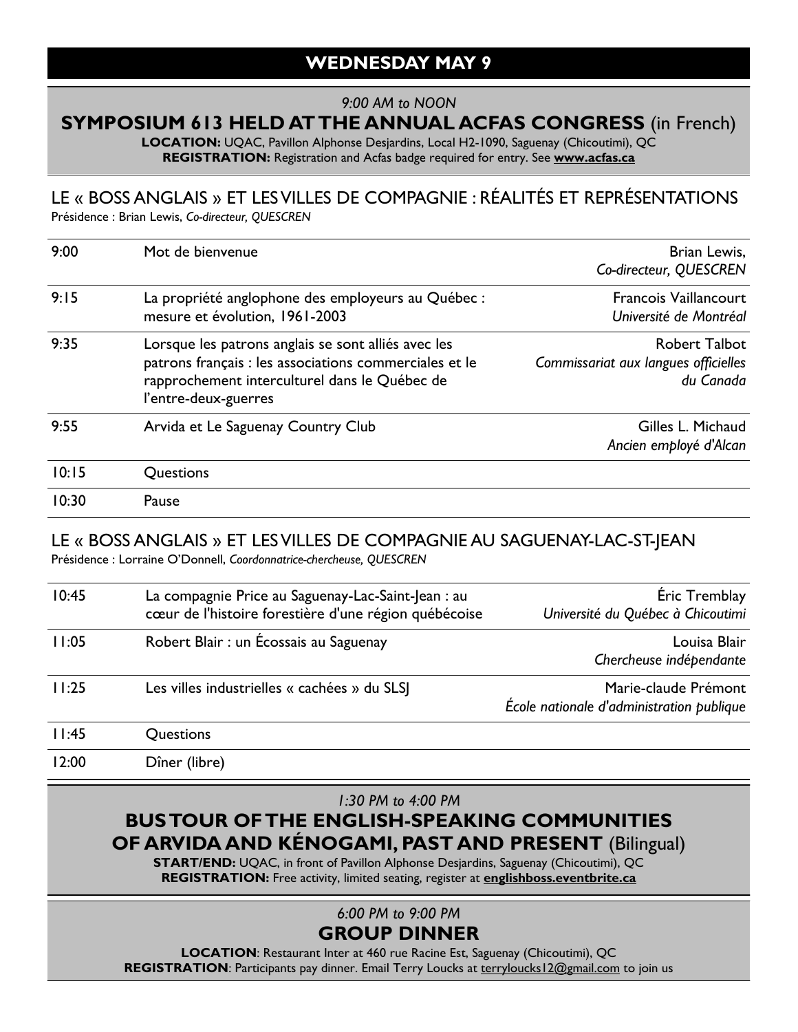# WEDNESDAY MAY 9

*9:00 AM to NOON*

## SYMPOSIUM 613 HELD AT THE ANNUAL ACFAS CONGRESS (in French)

**LOCATION:** UQAC, Pavillon Alphonse Desjardins, Local H2-1090, Saguenay (Chicoutimi), QC
**REGISTRATION:** Registration and Acfas badge required for entry. See **www.acfas.ca**

### LE « BOSS ANGLAIS » ET LES VILLES DE COMPAGNIE : RÉALITÉS ET REPRÉSENTATIONS

Présidence : Brian Lewis, *Co-directeur, QUESCREN*

| | | |
|---|---|---|
| 9:00 | Mot de bienvenue | Brian Lewis, *Co-directeur, QUESCREN* |
| 9:15 | La propriété anglophone des employeurs au Québec : mesure et évolution, 1961-2003 | Francois Vaillancourt *Université de Montréal* |
| 9:35 | Lorsque les patrons anglais se sont alliés avec les patrons français : les associations commerciales et le rapprochement interculturel dans le Québec de l'entre-deux-guerres | Robert Talbot *Commissariat aux langues officielles du Canada* |
| 9:55 | Arvida et Le Saguenay Country Club | Gilles L. Michaud *Ancien employé d'Alcan* |
| 10:15 | Questions | |
| 10:30 | Pause | |

### LE « BOSS ANGLAIS » ET LES VILLES DE COMPAGNIE AU SAGUENAY-LAC-ST-JEAN

Présidence : Lorraine O'Donnell, *Coordonnatrice-chercheuse, QUESCREN*

| | | |
|---|---|---|
| 10:45 | La compagnie Price au Saguenay-Lac-Saint-Jean : au cœur de l'histoire forestière d'une région québécoise | Éric Tremblay *Université du Québec à Chicoutimi* |
| 11:05 | Robert Blair : un Écossais au Saguenay | Louisa Blair *Chercheuse indépendante* |
| 11:25 | Les villes industrielles « cachées » du SLSJ | Marie-claude Prémont *École nationale d'administration publique* |
| 11:45 | Questions | |
| 12:00 | Dîner (libre) | |

*1:30 PM to 4:00 PM*

## BUS TOUR OF THE ENGLISH-SPEAKING COMMUNITIES OF ARVIDA AND KÉNOGAMI, PAST AND PRESENT (Bilingual)

**START/END:** UQAC, in front of Pavillon Alphonse Desjardins, Saguenay (Chicoutimi), QC
**REGISTRATION:** Free activity, limited seating, register at **englishboss.eventbrite.ca**

*6:00 PM to 9:00 PM*

## GROUP DINNER

**LOCATION**: Restaurant Inter at 460 rue Racine Est, Saguenay (Chicoutimi), QC
**REGISTRATION**: Participants pay dinner. Email Terry Loucks at terryloucks12@gmail.com to join us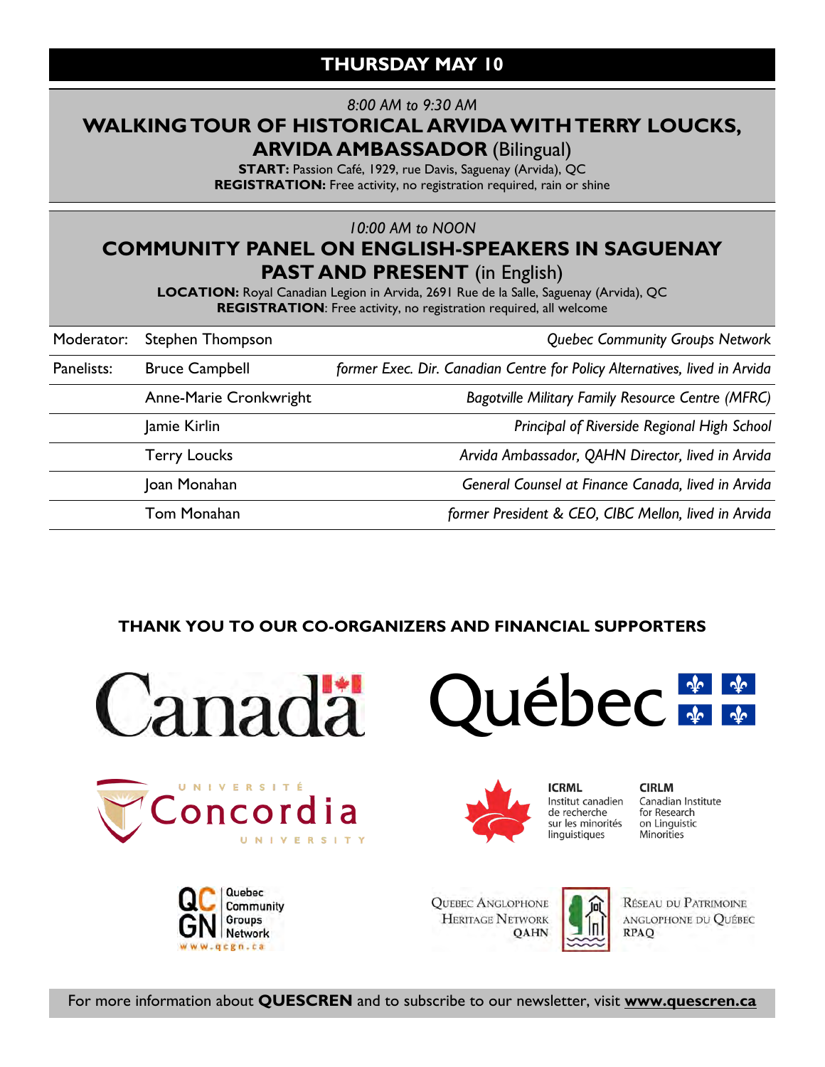## THURSDAY MAY 10

*8:00 AM to 9:30 AM*

### WALKING TOUR OF HISTORICAL ARVIDA WITH TERRY LOUCKS, ARVIDA AMBASSADOR (Bilingual)

**START:** Passion Café, 1929, rue Davis, Saguenay (Arvida), QC
**REGISTRATION:** Free activity, no registration required, rain or shine

*10:00 AM to NOON*

### COMMUNITY PANEL ON ENGLISH-SPEAKERS IN SAGUENAY PAST AND PRESENT (in English)

**LOCATION:** Royal Canadian Legion in Arvida, 2691 Rue de la Salle, Saguenay (Arvida), QC
**REGISTRATION**: Free activity, no registration required, all welcome

| | | |
|---|---|---|
| Moderator: | Stephen Thompson | *Quebec Community Groups Network* |
| Panelists: | Bruce Campbell | *former Exec. Dir. Canadian Centre for Policy Alternatives, lived in Arvida* |
| | Anne-Marie Cronkwright | *Bagotville Military Family Resource Centre (MFRC)* |
| | Jamie Kirlin | *Principal of Riverside Regional High School* |
| | Terry Loucks | *Arvida Ambassador, QAHN Director, lived in Arvida* |
| | Joan Monahan | *General Counsel at Finance Canada, lived in Arvida* |
| | Tom Monahan | *former President & CEO, CIBC Mellon, lived in Arvida* |

### THANK YOU TO OUR CO-ORGANIZERS AND FINANCIAL SUPPORTERS

Canada

Québec

Université Concordia University

ICRML Institut canadien de recherche sur les minorités linguistiques
CIRLM Canadian Institute for Research on Linguistic Minorities

QCGN Quebec Community Groups Network www.qcgn.ca

Quebec Anglophone Heritage Network QAHN
Réseau du Patrimoine Anglophone du Québec RPAQ

For more information about **QUESCREN** and to subscribe to our newsletter, visit **www.quescren.ca**